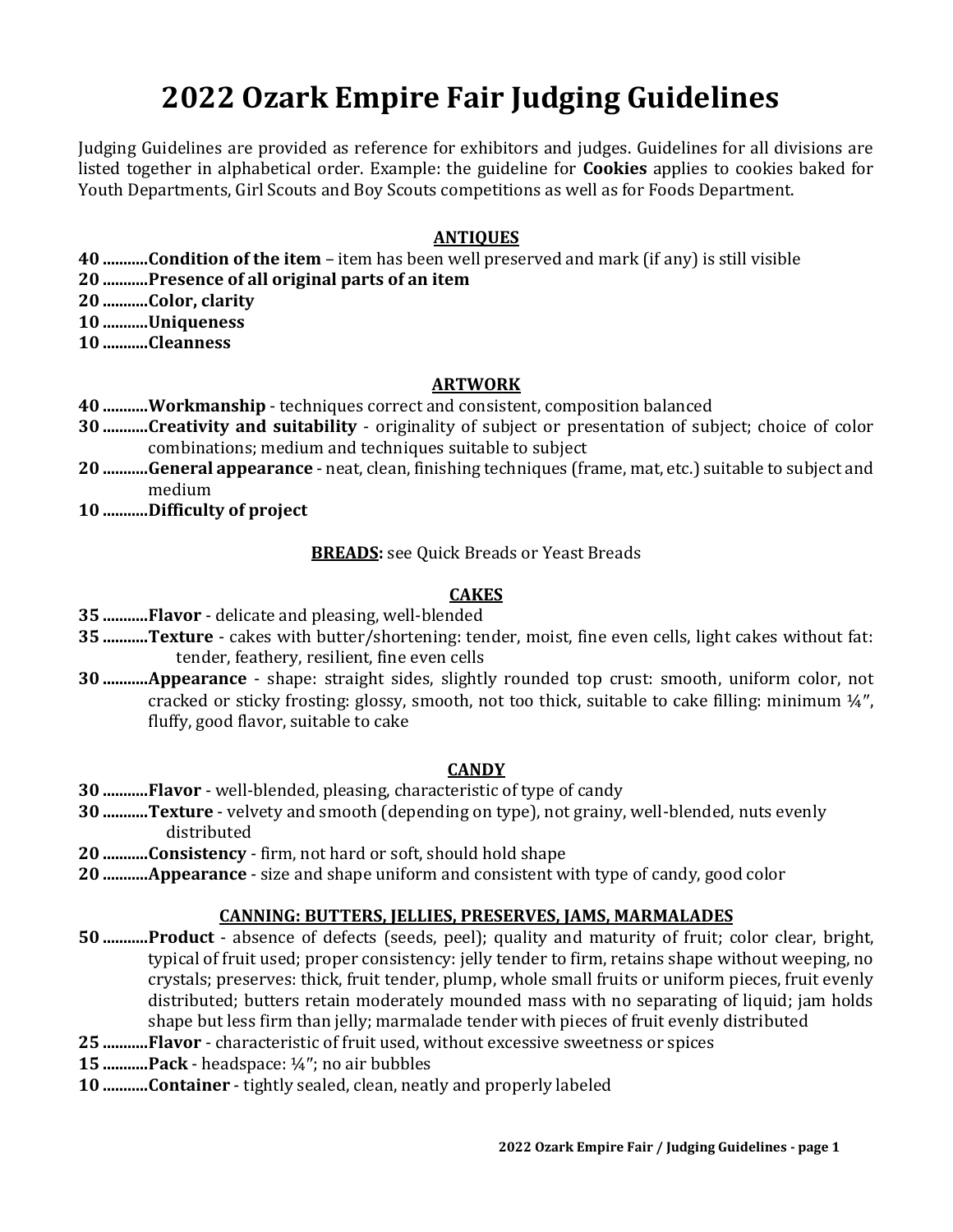# 2022 Ozark Empire Fair Judging Guidelines

Judging Guidelines are provided as reference for exhibitors and judges. Guidelines for all divisions are listed together in alphabetical order. Example: the guideline for **Cookies** applies to cookies baked for Youth Departments, Girl Scouts and Boy Scouts competitions as well as for Foods Department.

## ANTIQUES

**40 ...........Condition of the item** – item has been well preserved and mark (if any) is still visible
**20 ...........Presence of all original parts of an item**
**20 ...........Color, clarity**
**10 ...........Uniqueness**
**10 ...........Cleanness**

## ARTWORK

**40 ...........Workmanship** - techniques correct and consistent, composition balanced
**30 ...........Creativity and suitability** - originality of subject or presentation of subject; choice of color combinations; medium and techniques suitable to subject
**20 ...........General appearance** - neat, clean, finishing techniques (frame, mat, etc.) suitable to subject and medium
**10 ...........Difficulty of project**

**BREADS:** see Quick Breads or Yeast Breads

## CAKES

**35 ...........Flavor** - delicate and pleasing, well-blended
**35 ...........Texture** - cakes with butter/shortening: tender, moist, fine even cells, light cakes without fat: tender, feathery, resilient, fine even cells
**30 ...........Appearance** - shape: straight sides, slightly rounded top crust: smooth, uniform color, not cracked or sticky frosting: glossy, smooth, not too thick, suitable to cake filling: minimum ¼″, fluffy, good flavor, suitable to cake

## CANDY

**30 ...........Flavor** - well-blended, pleasing, characteristic of type of candy
**30 ...........Texture** - velvety and smooth (depending on type), not grainy, well-blended, nuts evenly distributed
**20 ...........Consistency** - firm, not hard or soft, should hold shape
**20 ...........Appearance** - size and shape uniform and consistent with type of candy, good color

## CANNING: BUTTERS, JELLIES, PRESERVES, JAMS, MARMALADES

**50 ...........Product** - absence of defects (seeds, peel); quality and maturity of fruit; color clear, bright, typical of fruit used; proper consistency: jelly tender to firm, retains shape without weeping, no crystals; preserves: thick, fruit tender, plump, whole small fruits or uniform pieces, fruit evenly distributed; butters retain moderately mounded mass with no separating of liquid; jam holds shape but less firm than jelly; marmalade tender with pieces of fruit evenly distributed
**25 ...........Flavor** - characteristic of fruit used, without excessive sweetness or spices
**15 ...........Pack** - headspace: ¼″; no air bubbles
**10 ...........Container** - tightly sealed, clean, neatly and properly labeled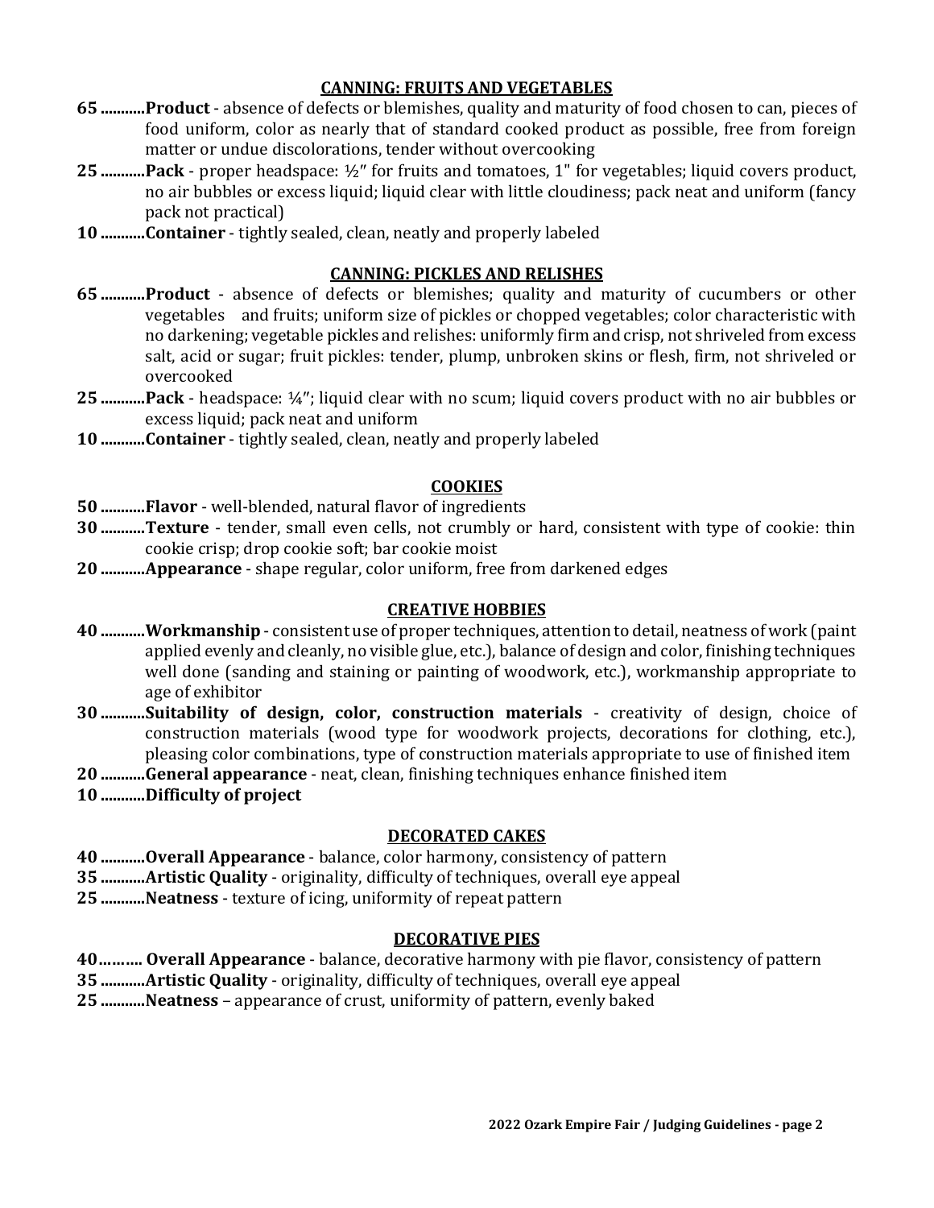## CANNING: FRUITS AND VEGETABLES

**65 ...........Product** - absence of defects or blemishes, quality and maturity of food chosen to can, pieces of food uniform, color as nearly that of standard cooked product as possible, free from foreign matter or undue discolorations, tender without overcooking

**25 ...........Pack** - proper headspace: ½" for fruits and tomatoes, 1" for vegetables; liquid covers product, no air bubbles or excess liquid; liquid clear with little cloudiness; pack neat and uniform (fancy pack not practical)

**10 ...........Container** - tightly sealed, clean, neatly and properly labeled

## CANNING: PICKLES AND RELISHES

**65 ...........Product** - absence of defects or blemishes; quality and maturity of cucumbers or other vegetables and fruits; uniform size of pickles or chopped vegetables; color characteristic with no darkening; vegetable pickles and relishes: uniformly firm and crisp, not shriveled from excess salt, acid or sugar; fruit pickles: tender, plump, unbroken skins or flesh, firm, not shriveled or overcooked

**25 ...........Pack** - headspace: ¼"; liquid clear with no scum; liquid covers product with no air bubbles or excess liquid; pack neat and uniform

**10 ...........Container** - tightly sealed, clean, neatly and properly labeled

## COOKIES

**50 ...........Flavor** - well-blended, natural flavor of ingredients

**30 ...........Texture** - tender, small even cells, not crumbly or hard, consistent with type of cookie: thin cookie crisp; drop cookie soft; bar cookie moist

**20 ...........Appearance** - shape regular, color uniform, free from darkened edges

## CREATIVE HOBBIES

**40 ...........Workmanship** - consistent use of proper techniques, attention to detail, neatness of work (paint applied evenly and cleanly, no visible glue, etc.), balance of design and color, finishing techniques well done (sanding and staining or painting of woodwork, etc.), workmanship appropriate to age of exhibitor

**30 ...........Suitability of design, color, construction materials** - creativity of design, choice of construction materials (wood type for woodwork projects, decorations for clothing, etc.), pleasing color combinations, type of construction materials appropriate to use of finished item

**20 ...........General appearance** - neat, clean, finishing techniques enhance finished item

**10 ...........Difficulty of project**

## DECORATED CAKES

**40 ...........Overall Appearance** - balance, color harmony, consistency of pattern

**35 ...........Artistic Quality** - originality, difficulty of techniques, overall eye appeal

**25 ...........Neatness** - texture of icing, uniformity of repeat pattern

## DECORATIVE PIES

**40………. Overall Appearance** - balance, decorative harmony with pie flavor, consistency of pattern

**35 ...........Artistic Quality** - originality, difficulty of techniques, overall eye appeal

**25 ...........Neatness** – appearance of crust, uniformity of pattern, evenly baked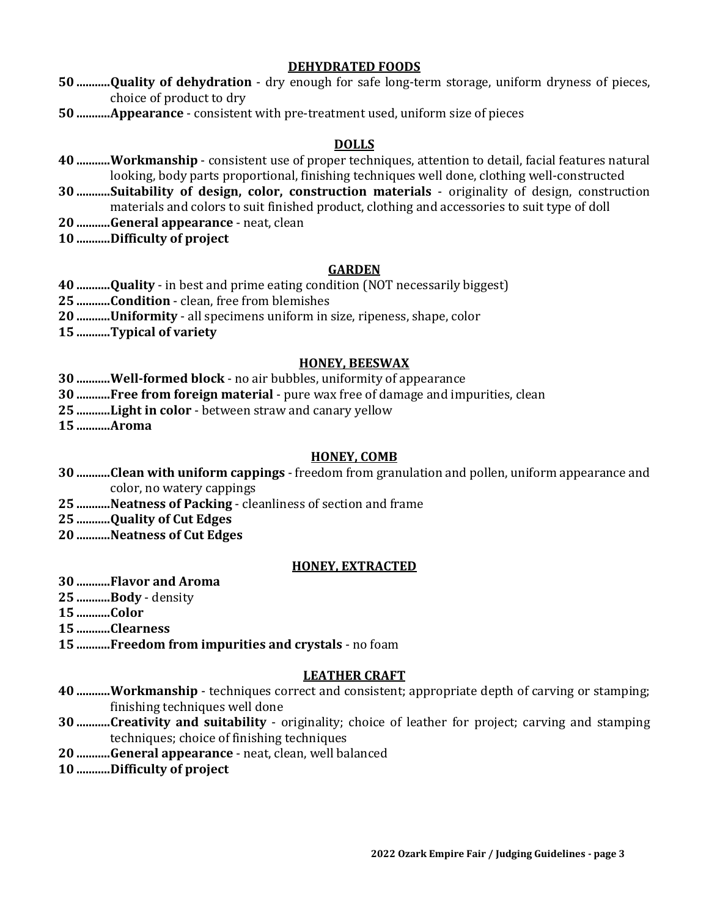## DEHYDRATED FOODS

**50 ...........Quality of dehydration** - dry enough for safe long-term storage, uniform dryness of pieces, choice of product to dry

**50 ...........Appearance** - consistent with pre-treatment used, uniform size of pieces

## DOLLS

**40 ...........Workmanship** - consistent use of proper techniques, attention to detail, facial features natural looking, body parts proportional, finishing techniques well done, clothing well-constructed

**30 ...........Suitability of design, color, construction materials** - originality of design, construction materials and colors to suit finished product, clothing and accessories to suit type of doll

**20 ...........General appearance** - neat, clean

**10 ...........Difficulty of project**

## GARDEN

**40 ...........Quality** - in best and prime eating condition (NOT necessarily biggest)

**25 ...........Condition** - clean, free from blemishes

**20 ...........Uniformity** - all specimens uniform in size, ripeness, shape, color

**15 ...........Typical of variety**

## HONEY, BEESWAX

**30 ...........Well-formed block** - no air bubbles, uniformity of appearance

**30 ...........Free from foreign material** - pure wax free of damage and impurities, clean

**25 ...........Light in color** - between straw and canary yellow

**15 ...........Aroma**

## HONEY, COMB

**30 ...........Clean with uniform cappings** - freedom from granulation and pollen, uniform appearance and color, no watery cappings

**25 ...........Neatness of Packing** - cleanliness of section and frame

**25 ...........Quality of Cut Edges**

**20 ...........Neatness of Cut Edges**

## HONEY, EXTRACTED

**30 ...........Flavor and Aroma**

**25 ...........Body** - density

**15 ...........Color**

**15 ...........Clearness**

**15 ...........Freedom from impurities and crystals** - no foam

## LEATHER CRAFT

**40 ...........Workmanship** - techniques correct and consistent; appropriate depth of carving or stamping; finishing techniques well done

**30 ...........Creativity and suitability** - originality; choice of leather for project; carving and stamping techniques; choice of finishing techniques

**20 ...........General appearance** - neat, clean, well balanced

**10 ...........Difficulty of project**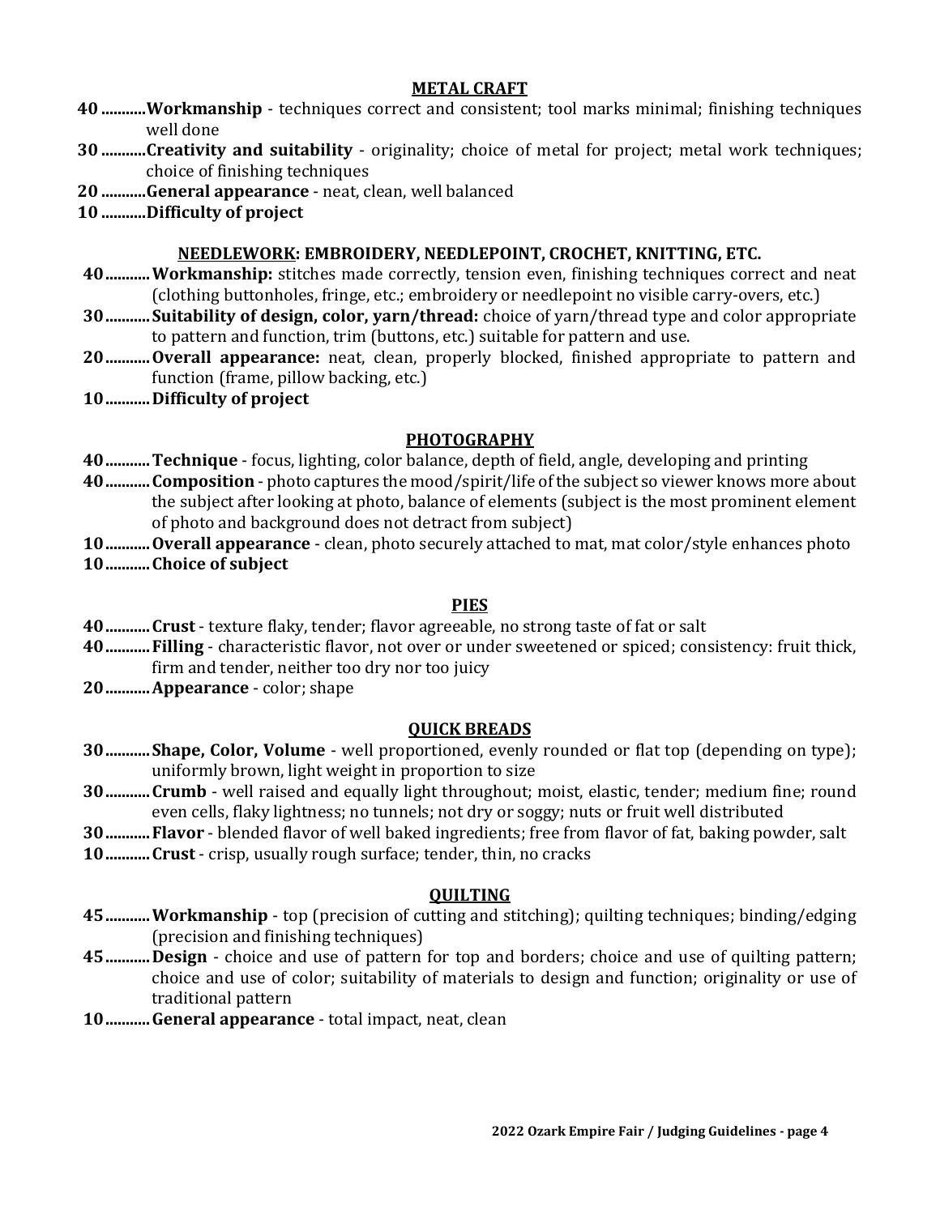## METAL CRAFT

40 ...........**Workmanship** - techniques correct and consistent; tool marks minimal; finishing techniques well done

30 ...........**Creativity and suitability** - originality; choice of metal for project; metal work techniques; choice of finishing techniques

20 ...........**General appearance** - neat, clean, well balanced

10 ...........**Difficulty of project**

## NEEDLEWORK: EMBROIDERY, NEEDLEPOINT, CROCHET, KNITTING, ETC.

40...........**Workmanship:** stitches made correctly, tension even, finishing techniques correct and neat (clothing buttonholes, fringe, etc.; embroidery or needlepoint no visible carry-overs, etc.)

30...........**Suitability of design, color, yarn/thread:** choice of yarn/thread type and color appropriate to pattern and function, trim (buttons, etc.) suitable for pattern and use.

20...........**Overall appearance:** neat, clean, properly blocked, finished appropriate to pattern and function (frame, pillow backing, etc.)

10...........**Difficulty of project**

## PHOTOGRAPHY

40...........**Technique** - focus, lighting, color balance, depth of field, angle, developing and printing

40...........**Composition** - photo captures the mood/spirit/life of the subject so viewer knows more about the subject after looking at photo, balance of elements (subject is the most prominent element of photo and background does not detract from subject)

10...........**Overall appearance** - clean, photo securely attached to mat, mat color/style enhances photo

10...........**Choice of subject**

## PIES

40...........**Crust** - texture flaky, tender; flavor agreeable, no strong taste of fat or salt

40...........**Filling** - characteristic flavor, not over or under sweetened or spiced; consistency: fruit thick, firm and tender, neither too dry nor too juicy

20...........**Appearance** - color; shape

## QUICK BREADS

30...........**Shape, Color, Volume** - well proportioned, evenly rounded or flat top (depending on type); uniformly brown, light weight in proportion to size

30...........**Crumb** - well raised and equally light throughout; moist, elastic, tender; medium fine; round even cells, flaky lightness; no tunnels; not dry or soggy; nuts or fruit well distributed

30...........**Flavor** - blended flavor of well baked ingredients; free from flavor of fat, baking powder, salt

10...........**Crust** - crisp, usually rough surface; tender, thin, no cracks

## QUILTING

45...........**Workmanship** - top (precision of cutting and stitching); quilting techniques; binding/edging (precision and finishing techniques)

45...........**Design** - choice and use of pattern for top and borders; choice and use of quilting pattern; choice and use of color; suitability of materials to design and function; originality or use of traditional pattern

10...........**General appearance** - total impact, neat, clean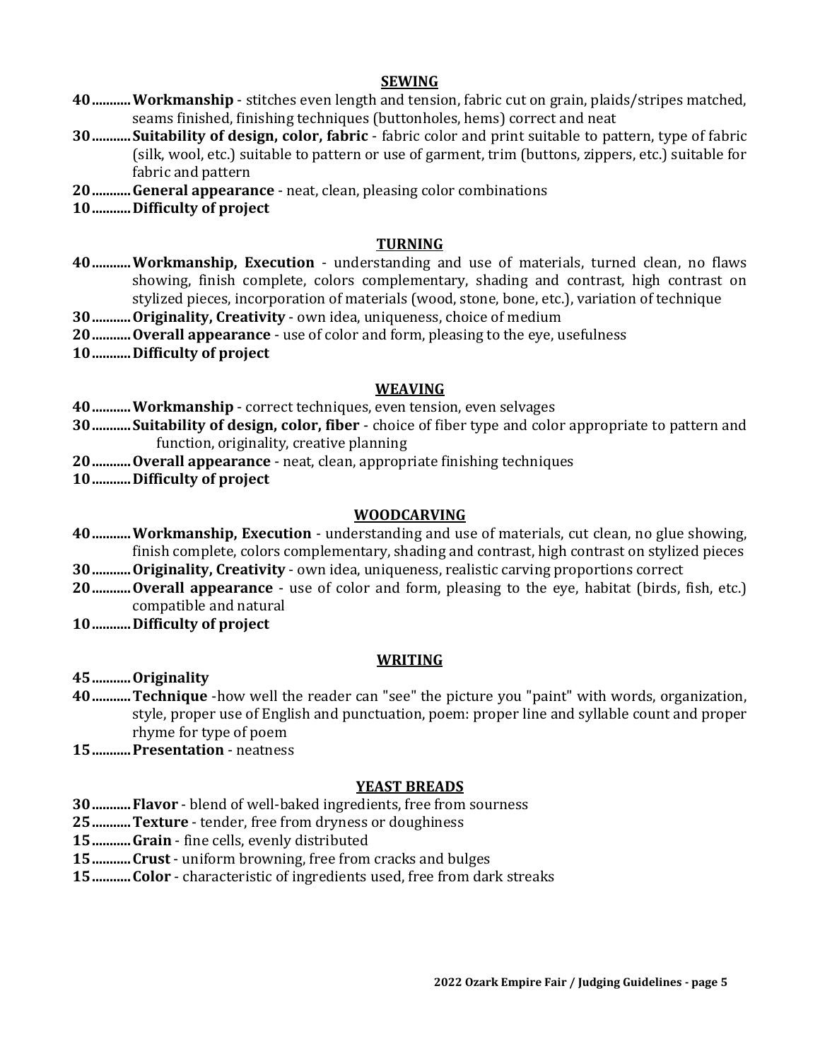## SEWING

**40........... Workmanship** - stitches even length and tension, fabric cut on grain, plaids/stripes matched, seams finished, finishing techniques (buttonholes, hems) correct and neat

**30........... Suitability of design, color, fabric** - fabric color and print suitable to pattern, type of fabric (silk, wool, etc.) suitable to pattern or use of garment, trim (buttons, zippers, etc.) suitable for fabric and pattern

**20........... General appearance** - neat, clean, pleasing color combinations

**10........... Difficulty of project**

## TURNING

**40........... Workmanship, Execution** - understanding and use of materials, turned clean, no flaws showing, finish complete, colors complementary, shading and contrast, high contrast on stylized pieces, incorporation of materials (wood, stone, bone, etc.), variation of technique

**30........... Originality, Creativity** - own idea, uniqueness, choice of medium

**20........... Overall appearance** - use of color and form, pleasing to the eye, usefulness

**10........... Difficulty of project**

## WEAVING

**40........... Workmanship** - correct techniques, even tension, even selvages

**30........... Suitability of design, color, fiber** - choice of fiber type and color appropriate to pattern and function, originality, creative planning

**20........... Overall appearance** - neat, clean, appropriate finishing techniques

**10........... Difficulty of project**

## WOODCARVING

**40........... Workmanship, Execution** - understanding and use of materials, cut clean, no glue showing, finish complete, colors complementary, shading and contrast, high contrast on stylized pieces

**30........... Originality, Creativity** - own idea, uniqueness, realistic carving proportions correct

**20........... Overall appearance** - use of color and form, pleasing to the eye, habitat (birds, fish, etc.) compatible and natural

**10........... Difficulty of project**

## WRITING

**45........... Originality**

**40........... Technique** -how well the reader can "see" the picture you "paint" with words, organization, style, proper use of English and punctuation, poem: proper line and syllable count and proper rhyme for type of poem

**15........... Presentation** - neatness

## YEAST BREADS

**30........... Flavor** - blend of well-baked ingredients, free from sourness

**25........... Texture** - tender, free from dryness or doughiness

**15........... Grain** - fine cells, evenly distributed

**15........... Crust** - uniform browning, free from cracks and bulges

**15........... Color** - characteristic of ingredients used, free from dark streaks